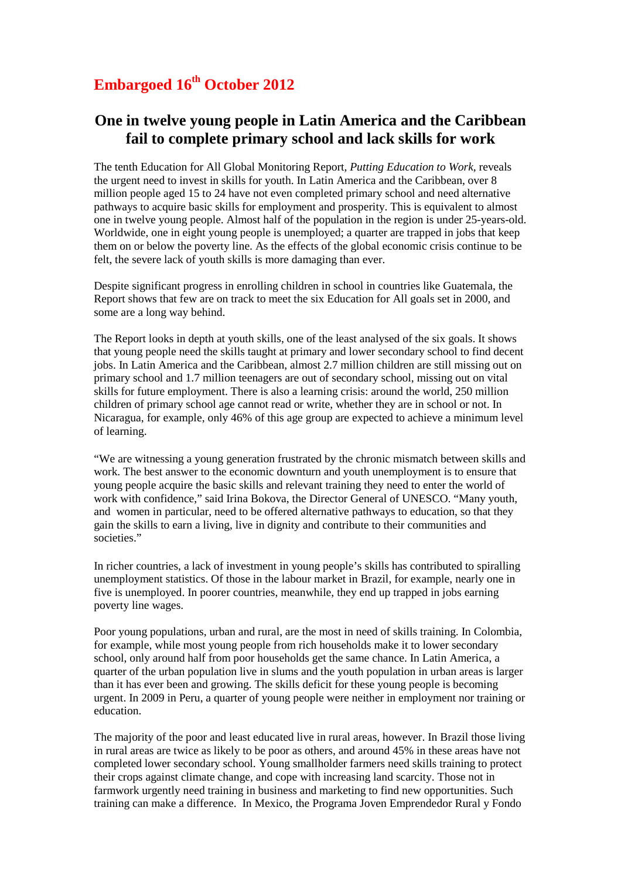# Embargoed 16th October 2012

## One in twelve young people in Latin America and the Caribbean fail to complete primary school and lack skills for work

The tenth Education for All Global Monitoring Report, *Putting Education to Work*, reveals the urgent need to invest in skills for youth. In Latin America and the Caribbean, over 8 million people aged 15 to 24 have not even completed primary school and need alternative pathways to acquire basic skills for employment and prosperity. This is equivalent to almost one in twelve young people. Almost half of the population in the region is under 25-years-old. Worldwide, one in eight young people is unemployed; a quarter are trapped in jobs that keep them on or below the poverty line. As the effects of the global economic crisis continue to be felt, the severe lack of youth skills is more damaging than ever.

Despite significant progress in enrolling children in school in countries like Guatemala, the Report shows that few are on track to meet the six Education for All goals set in 2000, and some are a long way behind.

The Report looks in depth at youth skills, one of the least analysed of the six goals. It shows that young people need the skills taught at primary and lower secondary school to find decent jobs. In Latin America and the Caribbean, almost 2.7 million children are still missing out on primary school and 1.7 million teenagers are out of secondary school, missing out on vital skills for future employment. There is also a learning crisis: around the world, 250 million children of primary school age cannot read or write, whether they are in school or not. In Nicaragua, for example, only 46% of this age group are expected to achieve a minimum level of learning.

"We are witnessing a young generation frustrated by the chronic mismatch between skills and work. The best answer to the economic downturn and youth unemployment is to ensure that young people acquire the basic skills and relevant training they need to enter the world of work with confidence," said Irina Bokova, the Director General of UNESCO. "Many youth, and women in particular, need to be offered alternative pathways to education, so that they gain the skills to earn a living, live in dignity and contribute to their communities and societies."

In richer countries, a lack of investment in young people's skills has contributed to spiralling unemployment statistics. Of those in the labour market in Brazil, for example, nearly one in five is unemployed. In poorer countries, meanwhile, they end up trapped in jobs earning poverty line wages.

Poor young populations, urban and rural, are the most in need of skills training. In Colombia, for example, while most young people from rich households make it to lower secondary school, only around half from poor households get the same chance. In Latin America, a quarter of the urban population live in slums and the youth population in urban areas is larger than it has ever been and growing. The skills deficit for these young people is becoming urgent. In 2009 in Peru, a quarter of young people were neither in employment nor training or education.

The majority of the poor and least educated live in rural areas, however. In Brazil those living in rural areas are twice as likely to be poor as others, and around 45% in these areas have not completed lower secondary school. Young smallholder farmers need skills training to protect their crops against climate change, and cope with increasing land scarcity. Those not in farmwork urgently need training in business and marketing to find new opportunities. Such training can make a difference. In Mexico, the Programa Joven Emprendedor Rural y Fondo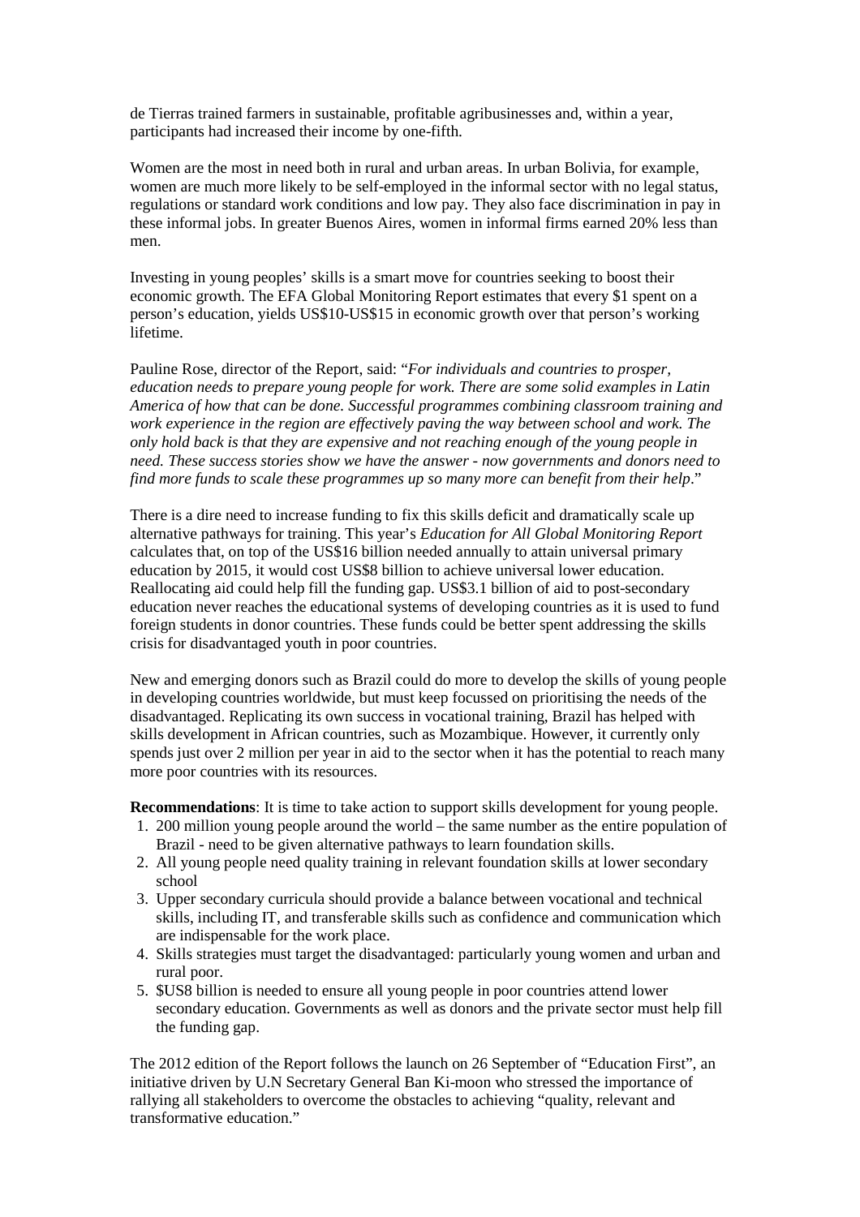de Tierras trained farmers in sustainable, profitable agribusinesses and, within a year, participants had increased their income by one-fifth.

Women are the most in need both in rural and urban areas. In urban Bolivia, for example, women are much more likely to be self-employed in the informal sector with no legal status, regulations or standard work conditions and low pay. They also face discrimination in pay in these informal jobs. In greater Buenos Aires, women in informal firms earned 20% less than men.

Investing in young peoples' skills is a smart move for countries seeking to boost their economic growth. The EFA Global Monitoring Report estimates that every $1 spent on a person's education, yields US$10-US$15 in economic growth over that person's working lifetime.

Pauline Rose, director of the Report, said: "*For individuals and countries to prosper, education needs to prepare young people for work. There are some solid examples in Latin America of how that can be done. Successful programmes combining classroom training and work experience in the region are effectively paving the way between school and work. The only hold back is that they are expensive and not reaching enough of the young people in need. These success stories show we have the answer - now governments and donors need to find more funds to scale these programmes up so many more can benefit from their help*."

There is a dire need to increase funding to fix this skills deficit and dramatically scale up alternative pathways for training. This year's *Education for All Global Monitoring Report* calculates that, on top of the US$16 billion needed annually to attain universal primary education by 2015, it would cost US$8 billion to achieve universal lower education. Reallocating aid could help fill the funding gap. US$3.1 billion of aid to post-secondary education never reaches the educational systems of developing countries as it is used to fund foreign students in donor countries. These funds could be better spent addressing the skills crisis for disadvantaged youth in poor countries.

New and emerging donors such as Brazil could do more to develop the skills of young people in developing countries worldwide, but must keep focussed on prioritising the needs of the disadvantaged. Replicating its own success in vocational training, Brazil has helped with skills development in African countries, such as Mozambique. However, it currently only spends just over 2 million per year in aid to the sector when it has the potential to reach many more poor countries with its resources.

**Recommendations**: It is time to take action to support skills development for young people.

1. 200 million young people around the world – the same number as the entire population of Brazil - need to be given alternative pathways to learn foundation skills.
2. All young people need quality training in relevant foundation skills at lower secondary school
3. Upper secondary curricula should provide a balance between vocational and technical skills, including IT, and transferable skills such as confidence and communication which are indispensable for the work place.
4. Skills strategies must target the disadvantaged: particularly young women and urban and rural poor.
5. $US8 billion is needed to ensure all young people in poor countries attend lower secondary education. Governments as well as donors and the private sector must help fill the funding gap.

The 2012 edition of the Report follows the launch on 26 September of "Education First", an initiative driven by U.N Secretary General Ban Ki-moon who stressed the importance of rallying all stakeholders to overcome the obstacles to achieving "quality, relevant and transformative education."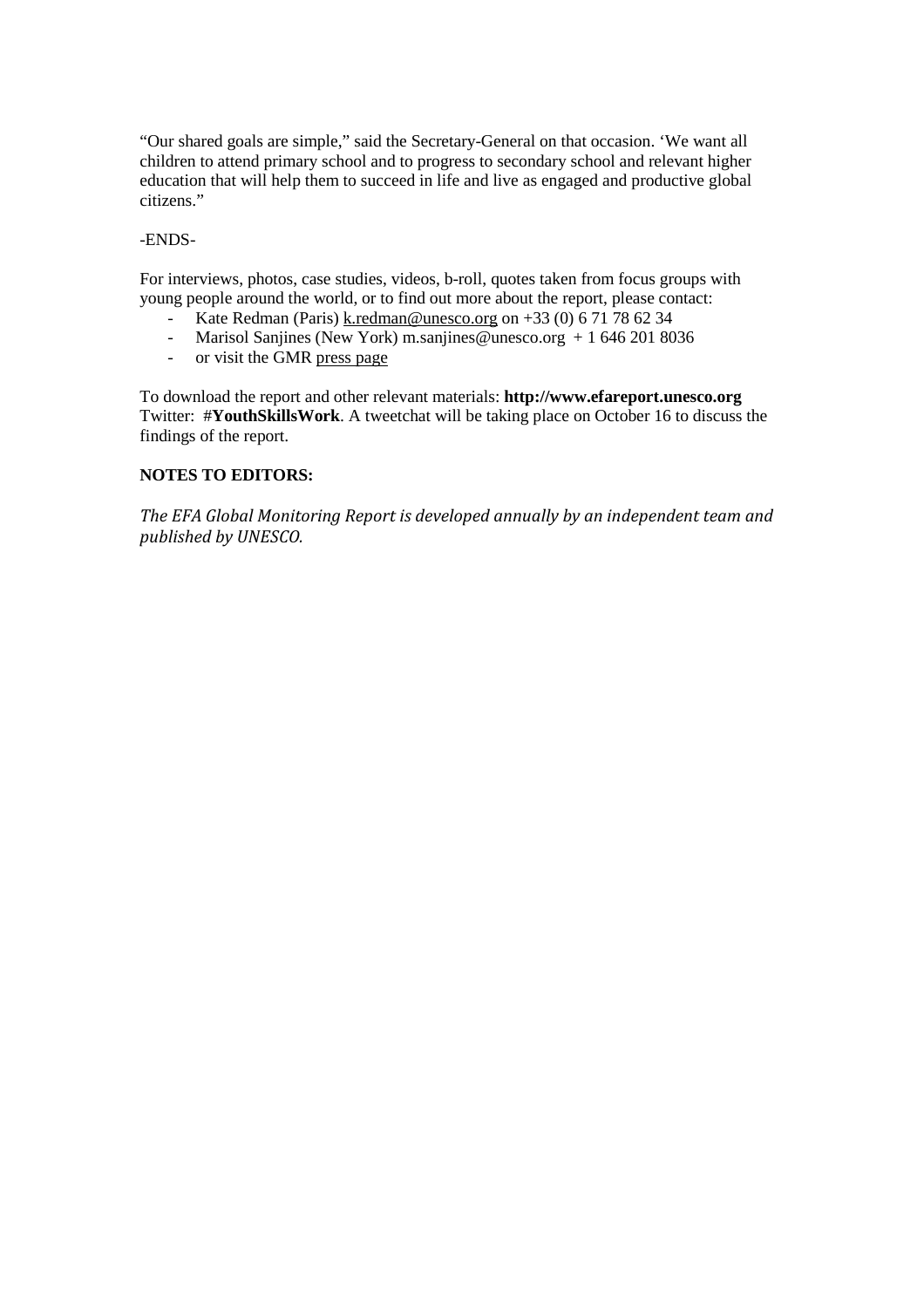"Our shared goals are simple," said the Secretary-General on that occasion. 'We want all children to attend primary school and to progress to secondary school and relevant higher education that will help them to succeed in life and live as engaged and productive global citizens."

-ENDS-

For interviews, photos, case studies, videos, b-roll, quotes taken from focus groups with young people around the world, or to find out more about the report, please contact:

- Kate Redman (Paris) k.redman@unesco.org on +33 (0) 6 71 78 62 34
- Marisol Sanjines (New York) m.sanjines@unesco.org + 1 646 201 8036
- or visit the GMR press page

To download the report and other relevant materials: **http://www.efareport.unesco.org**
Twitter: #**YouthSkillsWork**. A tweetchat will be taking place on October 16 to discuss the findings of the report.

**NOTES TO EDITORS:**

*The EFA Global Monitoring Report is developed annually by an independent team and published by UNESCO.*